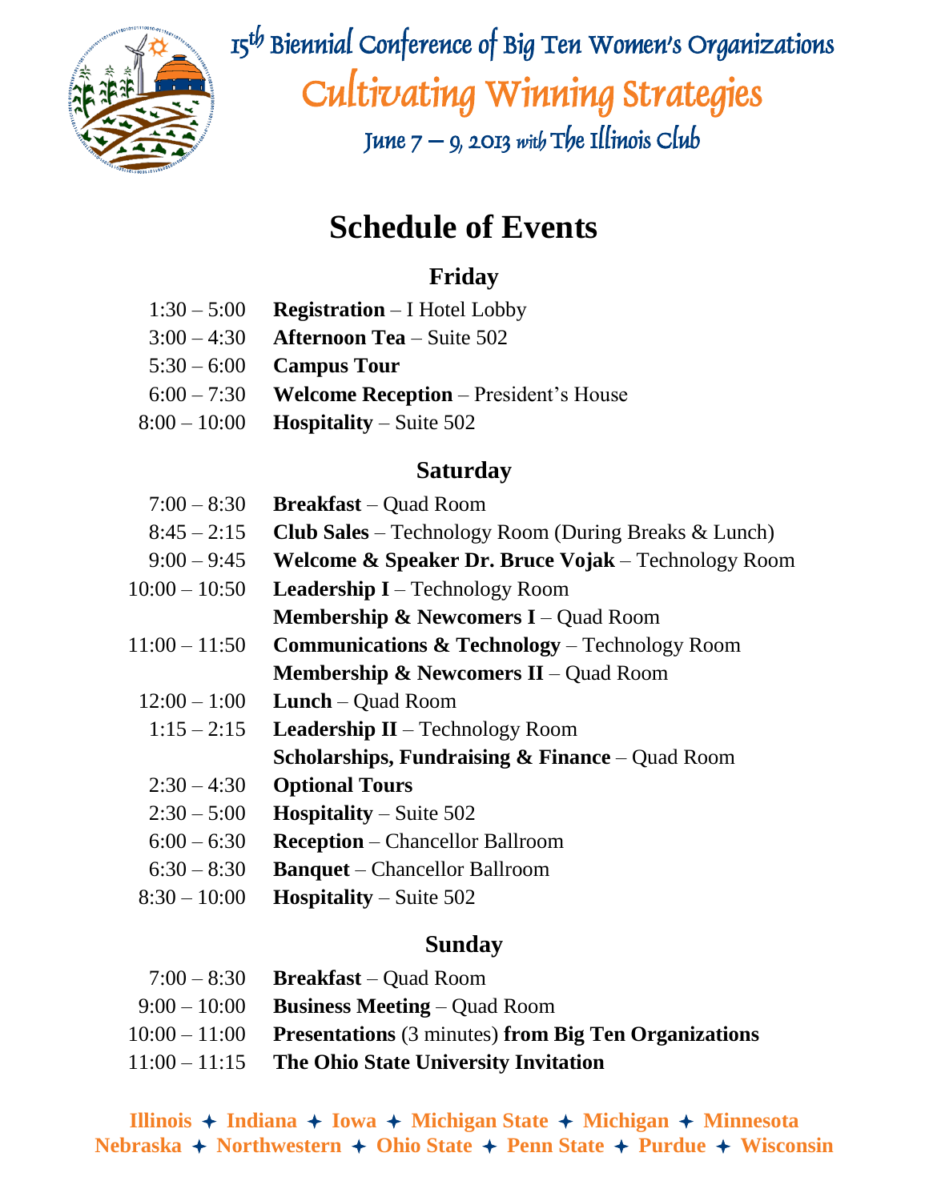15th Biennial Conference of Big Ten Women's Organizations

# Cultivating Winning Strategies

June 7 – 9, 2013 *with* The Illinois Club

## Schedule of Events

### Friday

| | |
|---|---|
| 1:30 – 5:00 | **Registration** – I Hotel Lobby |
| 3:00 – 4:30 | **Afternoon Tea** – Suite 502 |
| 5:30 – 6:00 | **Campus Tour** |
| 6:00 – 7:30 | **Welcome Reception** – President's House |
| 8:00 – 10:00 | **Hospitality** – Suite 502 |

### Saturday

| | |
|---|---|
| 7:00 – 8:30 | **Breakfast** – Quad Room |
| 8:45 – 2:15 | **Club Sales** – Technology Room (During Breaks & Lunch) |
| 9:00 – 9:45 | **Welcome & Speaker Dr. Bruce Vojak** – Technology Room |
| 10:00 – 10:50 | **Leadership I** – Technology Room |
| | **Membership & Newcomers I** – Quad Room |
| 11:00 – 11:50 | **Communications & Technology** – Technology Room |
| | **Membership & Newcomers II** – Quad Room |
| 12:00 – 1:00 | **Lunch** – Quad Room |
| 1:15 – 2:15 | **Leadership II** – Technology Room |
| | **Scholarships, Fundraising & Finance** – Quad Room |
| 2:30 – 4:30 | **Optional Tours** |
| 2:30 – 5:00 | **Hospitality** – Suite 502 |
| 6:00 – 6:30 | **Reception** – Chancellor Ballroom |
| 6:30 – 8:30 | **Banquet** – Chancellor Ballroom |
| 8:30 – 10:00 | **Hospitality** – Suite 502 |

### Sunday

| | |
|---|---|
| 7:00 – 8:30 | **Breakfast** – Quad Room |
| 9:00 – 10:00 | **Business Meeting** – Quad Room |
| 10:00 – 11:00 | **Presentations** (3 minutes) **from Big Ten Organizations** |
| 11:00 – 11:15 | **The Ohio State University Invitation** |

**Illinois ✦ Indiana ✦ Iowa ✦ Michigan State ✦ Michigan ✦ Minnesota**
**Nebraska ✦ Northwestern ✦ Ohio State ✦ Penn State ✦ Purdue ✦ Wisconsin**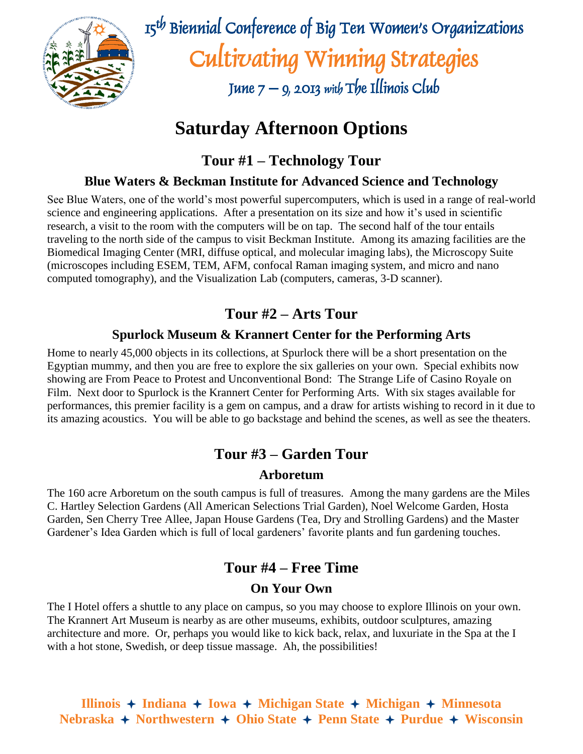15th Biennial Conference of Big Ten Women's Organizations

Cultivating Winning Strategies

June 7 – 9, 2013 *with* The Illinois Club

# Saturday Afternoon Options

## Tour #1 – Technology Tour

### Blue Waters & Beckman Institute for Advanced Science and Technology

See Blue Waters, one of the world's most powerful supercomputers, which is used in a range of real-world science and engineering applications. After a presentation on its size and how it's used in scientific research, a visit to the room with the computers will be on tap. The second half of the tour entails traveling to the north side of the campus to visit Beckman Institute. Among its amazing facilities are the Biomedical Imaging Center (MRI, diffuse optical, and molecular imaging labs), the Microscopy Suite (microscopes including ESEM, TEM, AFM, confocal Raman imaging system, and micro and nano computed tomography), and the Visualization Lab (computers, cameras, 3-D scanner).

## Tour #2 – Arts Tour

### Spurlock Museum & Krannert Center for the Performing Arts

Home to nearly 45,000 objects in its collections, at Spurlock there will be a short presentation on the Egyptian mummy, and then you are free to explore the six galleries on your own. Special exhibits now showing are From Peace to Protest and Unconventional Bond: The Strange Life of Casino Royale on Film. Next door to Spurlock is the Krannert Center for Performing Arts. With six stages available for performances, this premier facility is a gem on campus, and a draw for artists wishing to record in it due to its amazing acoustics. You will be able to go backstage and behind the scenes, as well as see the theaters.

## Tour #3 – Garden Tour

### Arboretum

The 160 acre Arboretum on the south campus is full of treasures. Among the many gardens are the Miles C. Hartley Selection Gardens (All American Selections Trial Garden), Noel Welcome Garden, Hosta Garden, Sen Cherry Tree Allee, Japan House Gardens (Tea, Dry and Strolling Gardens) and the Master Gardener's Idea Garden which is full of local gardeners' favorite plants and fun gardening touches.

## Tour #4 – Free Time

### On Your Own

The I Hotel offers a shuttle to any place on campus, so you may choose to explore Illinois on your own. The Krannert Art Museum is nearby as are other museums, exhibits, outdoor sculptures, amazing architecture and more. Or, perhaps you would like to kick back, relax, and luxuriate in the Spa at the I with a hot stone, Swedish, or deep tissue massage. Ah, the possibilities!

**Illinois ✦ Indiana ✦ Iowa ✦ Michigan State ✦ Michigan ✦ Minnesota**
**Nebraska ✦ Northwestern ✦ Ohio State ✦ Penn State ✦ Purdue ✦ Wisconsin**